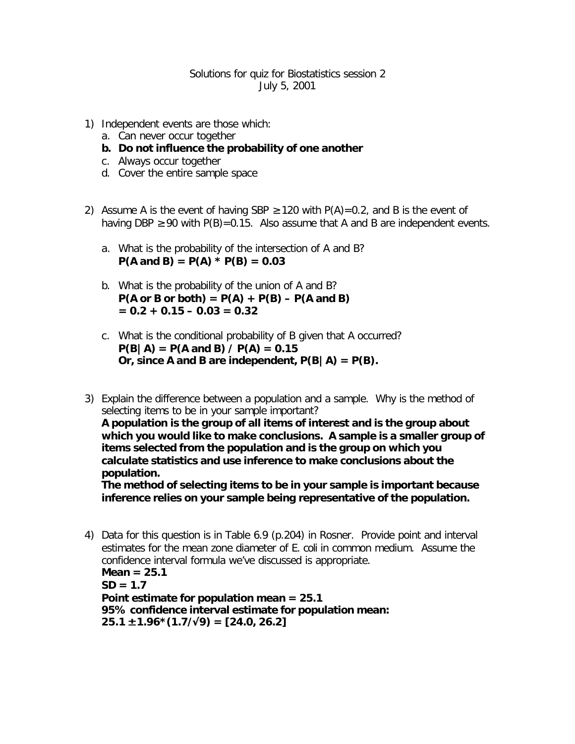Solutions for quiz for Biostatistics session 2
July 5, 2001

1) Independent events are those which:
   a. Can never occur together
   **b. Do not influence the probability of one another**
   c. Always occur together
   d. Cover the entire sample space

2) Assume A is the event of having SBP $\geq 120$ with $P(A)=0.2$, and B is the event of having DBP $\geq 90$ with $P(B)=0.15$. Also assume that A and B are independent events.

   a. What is the probability of the intersection of A and B?
      **$P(A \text{ and } B) = P(A) * P(B) = 0.03$**

   b. What is the probability of the union of A and B?
      **$P(A \text{ or } B \text{ or both}) = P(A) + P(B) - P(A \text{ and } B)$**
      **$= 0.2 + 0.15 - 0.03 = 0.32$**

   c. What is the conditional probability of B given that A occurred?
      **$P(B|A) = P(A \text{ and } B) / P(A) = 0.15$**
      **Or, since A and B are independent, $P(B|A) = P(B)$.**

3) Explain the difference between a population and a sample. Why is the method of selecting items to be in your sample important?
   **A population is the group of all items of interest and is the group about which you would like to make conclusions. A sample is a smaller group of items selected from the population and is the group on which you calculate statistics and use inference to make conclusions about the population.**
   **The method of selecting items to be in your sample is important because inference relies on your sample being representative of the population.**

4) Data for this question is in Table 6.9 (p.204) in Rosner. Provide point and interval estimates for the mean zone diameter of E. coli in common medium. Assume the confidence interval formula we've discussed is appropriate.
   **Mean = 25.1**
   **SD = 1.7**
   **Point estimate for population mean = 25.1**
   **95% confidence interval estimate for population mean:**
   **$25.1 \pm 1.96*(1.7/\sqrt{9}) = [24.0, 26.2]$**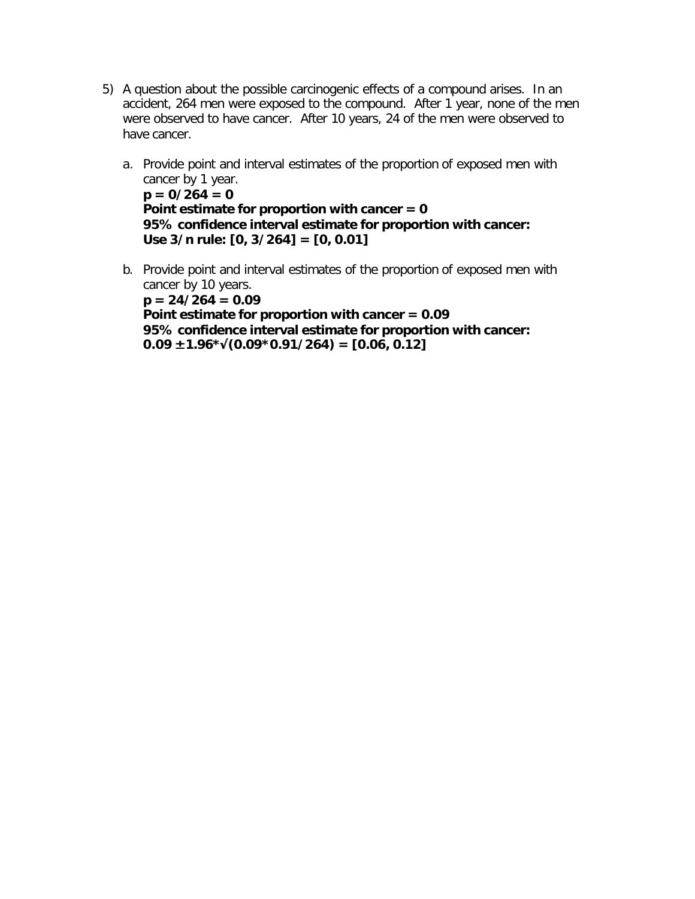5) A question about the possible carcinogenic effects of a compound arises. In an accident, 264 men were exposed to the compound. After 1 year, none of the men were observed to have cancer. After 10 years, 24 of the men were observed to have cancer.

   a. Provide point and interval estimates of the proportion of exposed men with cancer by 1 year.
      **$p = 0/264 = 0$**
      **Point estimate for proportion with cancer = 0**
      **95% confidence interval estimate for proportion with cancer:**
      **Use 3/n rule: $[0, 3/264] = [0, 0.01]$**

   b. Provide point and interval estimates of the proportion of exposed men with cancer by 10 years.
      **$p = 24/264 = 0.09$**
      **Point estimate for proportion with cancer = 0.09**
      **95% confidence interval estimate for proportion with cancer:**
      **$0.09 \pm 1.96 * \sqrt{(0.09 * 0.91/264)} = [0.06, 0.12]$**